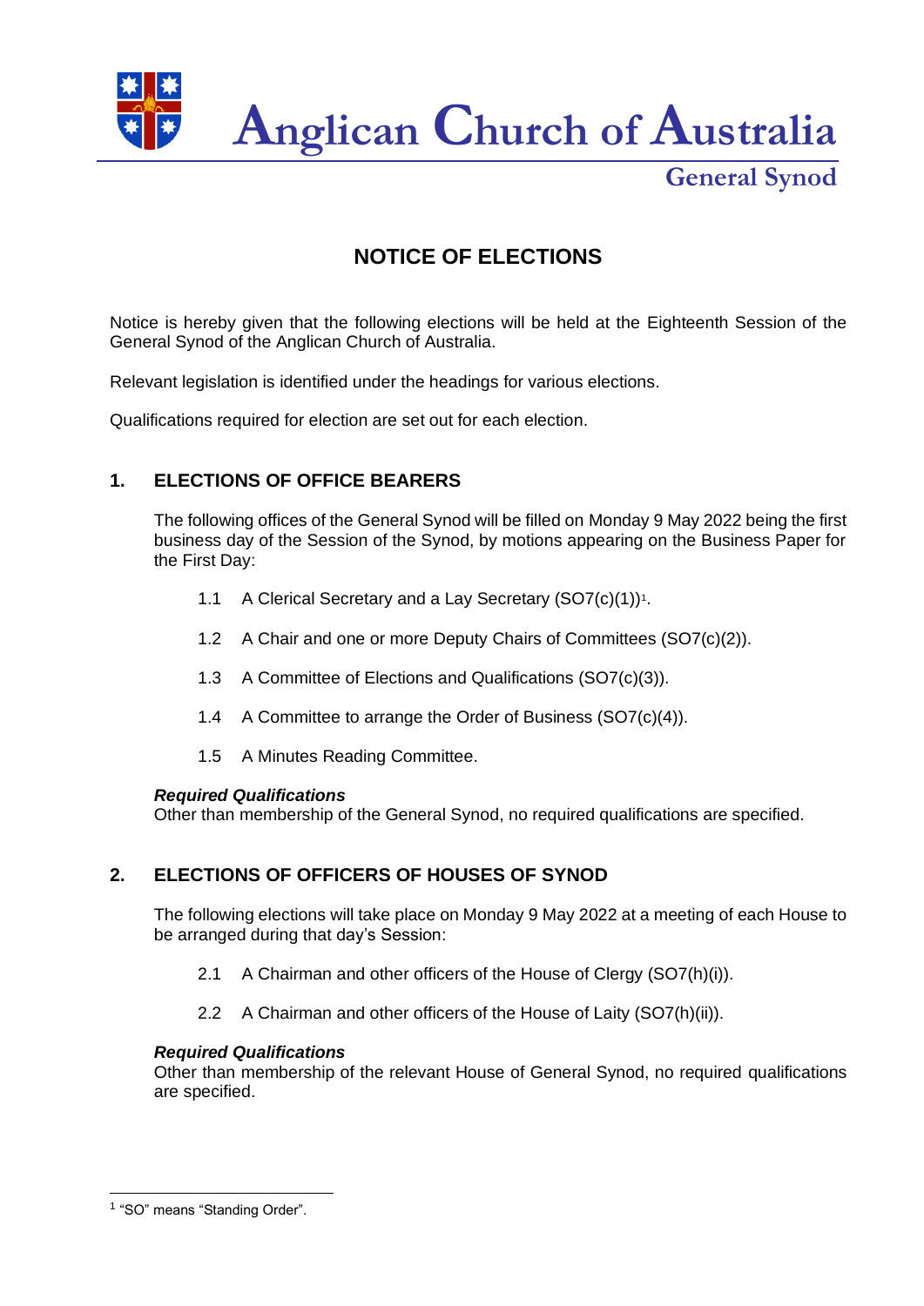# Anglican Church of Australia

## General Synod

# NOTICE OF ELECTIONS

Notice is hereby given that the following elections will be held at the Eighteenth Session of the General Synod of the Anglican Church of Australia.

Relevant legislation is identified under the headings for various elections.

Qualifications required for election are set out for each election.

## 1. ELECTIONS OF OFFICE BEARERS

The following offices of the General Synod will be filled on Monday 9 May 2022 being the first business day of the Session of the Synod, by motions appearing on the Business Paper for the First Day:

1.1 A Clerical Secretary and a Lay Secretary (SO7(c)(1))[1].

1.2 A Chair and one or more Deputy Chairs of Committees (SO7(c)(2)).

1.3 A Committee of Elections and Qualifications (SO7(c)(3)).

1.4 A Committee to arrange the Order of Business (SO7(c)(4)).

1.5 A Minutes Reading Committee.

***Required Qualifications***
Other than membership of the General Synod, no required qualifications are specified.

## 2. ELECTIONS OF OFFICERS OF HOUSES OF SYNOD

The following elections will take place on Monday 9 May 2022 at a meeting of each House to be arranged during that day's Session:

2.1 A Chairman and other officers of the House of Clergy (SO7(h)(i)).

2.2 A Chairman and other officers of the House of Laity (SO7(h)(ii)).

***Required Qualifications***
Other than membership of the relevant House of General Synod, no required qualifications are specified.

---

[1] "SO" means "Standing Order".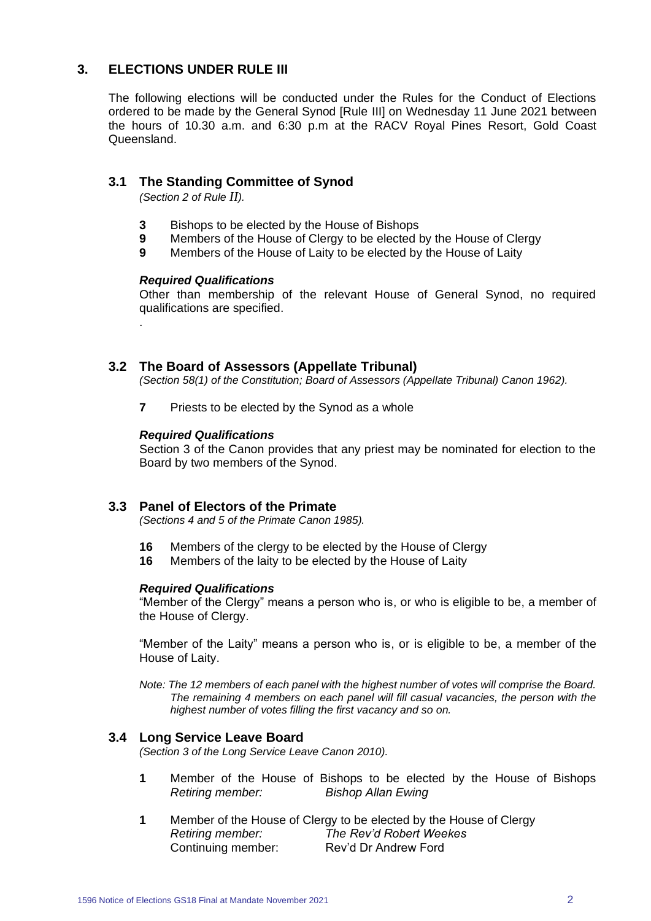## 3. ELECTIONS UNDER RULE III

The following elections will be conducted under the Rules for the Conduct of Elections ordered to be made by the General Synod [Rule III] on Wednesday 11 June 2021 between the hours of 10.30 a.m. and 6:30 p.m at the RACV Royal Pines Resort, Gold Coast Queensland.

### 3.1 The Standing Committee of Synod

*(Section 2 of Rule II).*

- **3** Bishops to be elected by the House of Bishops
- **9** Members of the House of Clergy to be elected by the House of Clergy
- **9** Members of the House of Laity to be elected by the House of Laity

***Required Qualifications***

Other than membership of the relevant House of General Synod, no required qualifications are specified.

.

### 3.2 The Board of Assessors (Appellate Tribunal)

*(Section 58(1) of the Constitution; Board of Assessors (Appellate Tribunal) Canon 1962).*

- **7** Priests to be elected by the Synod as a whole

***Required Qualifications***

Section 3 of the Canon provides that any priest may be nominated for election to the Board by two members of the Synod.

### 3.3 Panel of Electors of the Primate

*(Sections 4 and 5 of the Primate Canon 1985).*

- **16** Members of the clergy to be elected by the House of Clergy
- **16** Members of the laity to be elected by the House of Laity

***Required Qualifications***

"Member of the Clergy" means a person who is, or who is eligible to be, a member of the House of Clergy.

"Member of the Laity" means a person who is, or is eligible to be, a member of the House of Laity.

*Note: The 12 members of each panel with the highest number of votes will comprise the Board. The remaining 4 members on each panel will fill casual vacancies, the person with the highest number of votes filling the first vacancy and so on.*

### 3.4 Long Service Leave Board

*(Section 3 of the Long Service Leave Canon 2010).*

- **1** Member of the House of Bishops to be elected by the House of Bishops
  *Retiring member:* *Bishop Allan Ewing*

- **1** Member of the House of Clergy to be elected by the House of Clergy
  *Retiring member:* *The Rev'd Robert Weekes*
  Continuing member: Rev'd Dr Andrew Ford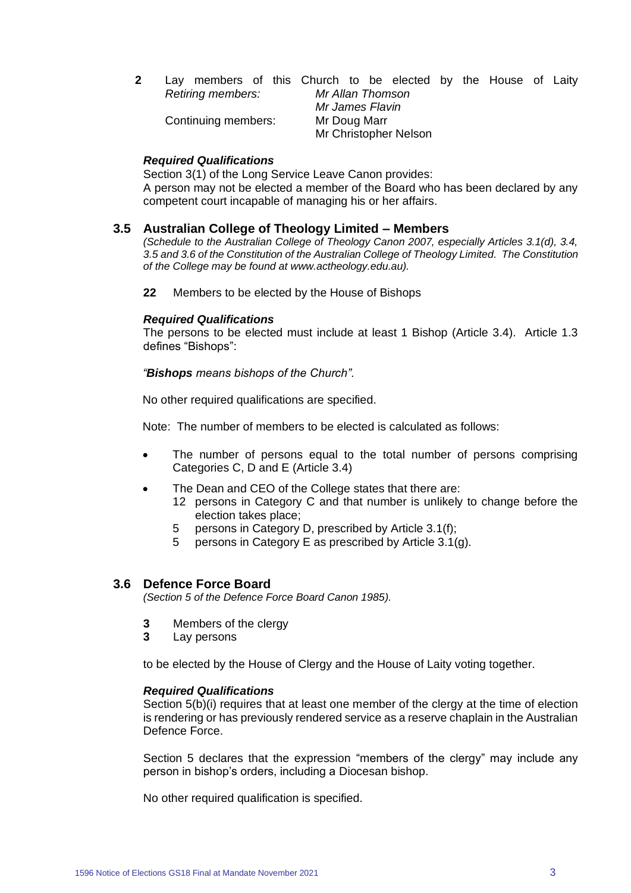**2** Lay members of this Church to be elected by the House of Laity

| | |
|---|---|
| *Retiring members:* | *Mr Allan Thomson* |
| | *Mr James Flavin* |
| Continuing members: | Mr Doug Marr |
| | Mr Christopher Nelson |

***Required Qualifications***

Section 3(1) of the Long Service Leave Canon provides:
A person may not be elected a member of the Board who has been declared by any competent court incapable of managing his or her affairs.

### 3.5 Australian College of Theology Limited – Members

*(Schedule to the Australian College of Theology Canon 2007, especially Articles 3.1(d), 3.4, 3.5 and 3.6 of the Constitution of the Australian College of Theology Limited. The Constitution of the College may be found at www.actheology.edu.au).*

**22** Members to be elected by the House of Bishops

***Required Qualifications***

The persons to be elected must include at least 1 Bishop (Article 3.4). Article 1.3 defines "Bishops":

*"**Bishops** means bishops of the Church".*

No other required qualifications are specified.

Note: The number of members to be elected is calculated as follows:

- The number of persons equal to the total number of persons comprising Categories C, D and E (Article 3.4)
- The Dean and CEO of the College states that there are:
  - 12 persons in Category C and that number is unlikely to change before the election takes place;
  - 5 persons in Category D, prescribed by Article 3.1(f);
  - 5 persons in Category E as prescribed by Article 3.1(g).

### 3.6 Defence Force Board

*(Section 5 of the Defence Force Board Canon 1985).*

**3** Members of the clergy
**3** Lay persons

to be elected by the House of Clergy and the House of Laity voting together.

***Required Qualifications***

Section 5(b)(i) requires that at least one member of the clergy at the time of election is rendering or has previously rendered service as a reserve chaplain in the Australian Defence Force.

Section 5 declares that the expression "members of the clergy" may include any person in bishop's orders, including a Diocesan bishop.

No other required qualification is specified.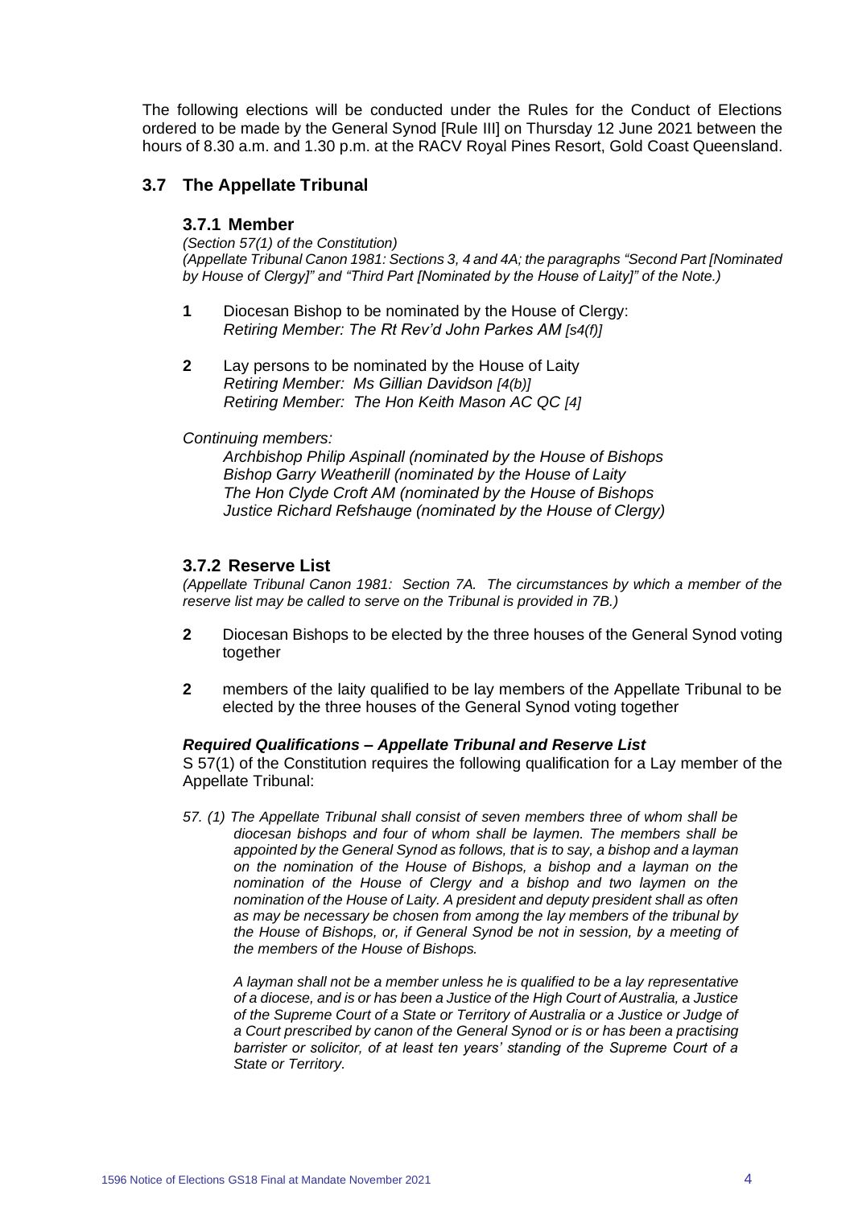The following elections will be conducted under the Rules for the Conduct of Elections ordered to be made by the General Synod [Rule III] on Thursday 12 June 2021 between the hours of 8.30 a.m. and 1.30 p.m. at the RACV Royal Pines Resort, Gold Coast Queensland.

## 3.7 The Appellate Tribunal

### 3.7.1 Member

*(Section 57(1) of the Constitution)*
*(Appellate Tribunal Canon 1981: Sections 3, 4 and 4A; the paragraphs "Second Part [Nominated by House of Clergy]" and "Third Part [Nominated by the House of Laity]" of the Note.)*

**1** Diocesan Bishop to be nominated by the House of Clergy:
*Retiring Member: The Rt Rev'd John Parkes AM [s4(f)]*

**2** Lay persons to be nominated by the House of Laity
*Retiring Member: Ms Gillian Davidson [4(b)]*
*Retiring Member: The Hon Keith Mason AC QC [4]*

*Continuing members:*

*Archbishop Philip Aspinall (nominated by the House of Bishops*
*Bishop Garry Weatherill (nominated by the House of Laity*
*The Hon Clyde Croft AM (nominated by the House of Bishops*
*Justice Richard Refshauge (nominated by the House of Clergy)*

### 3.7.2 Reserve List

*(Appellate Tribunal Canon 1981: Section 7A. The circumstances by which a member of the reserve list may be called to serve on the Tribunal is provided in 7B.)*

**2** Diocesan Bishops to be elected by the three houses of the General Synod voting together

**2** members of the laity qualified to be lay members of the Appellate Tribunal to be elected by the three houses of the General Synod voting together

***Required Qualifications – Appellate Tribunal and Reserve List***

S 57(1) of the Constitution requires the following qualification for a Lay member of the Appellate Tribunal:

*57. (1) The Appellate Tribunal shall consist of seven members three of whom shall be diocesan bishops and four of whom shall be laymen. The members shall be appointed by the General Synod as follows, that is to say, a bishop and a layman on the nomination of the House of Bishops, a bishop and a layman on the nomination of the House of Clergy and a bishop and two laymen on the nomination of the House of Laity. A president and deputy president shall as often as may be necessary be chosen from among the lay members of the tribunal by the House of Bishops, or, if General Synod be not in session, by a meeting of the members of the House of Bishops.*

*A layman shall not be a member unless he is qualified to be a lay representative of a diocese, and is or has been a Justice of the High Court of Australia, a Justice of the Supreme Court of a State or Territory of Australia or a Justice or Judge of a Court prescribed by canon of the General Synod or is or has been a practising barrister or solicitor, of at least ten years' standing of the Supreme Court of a State or Territory.*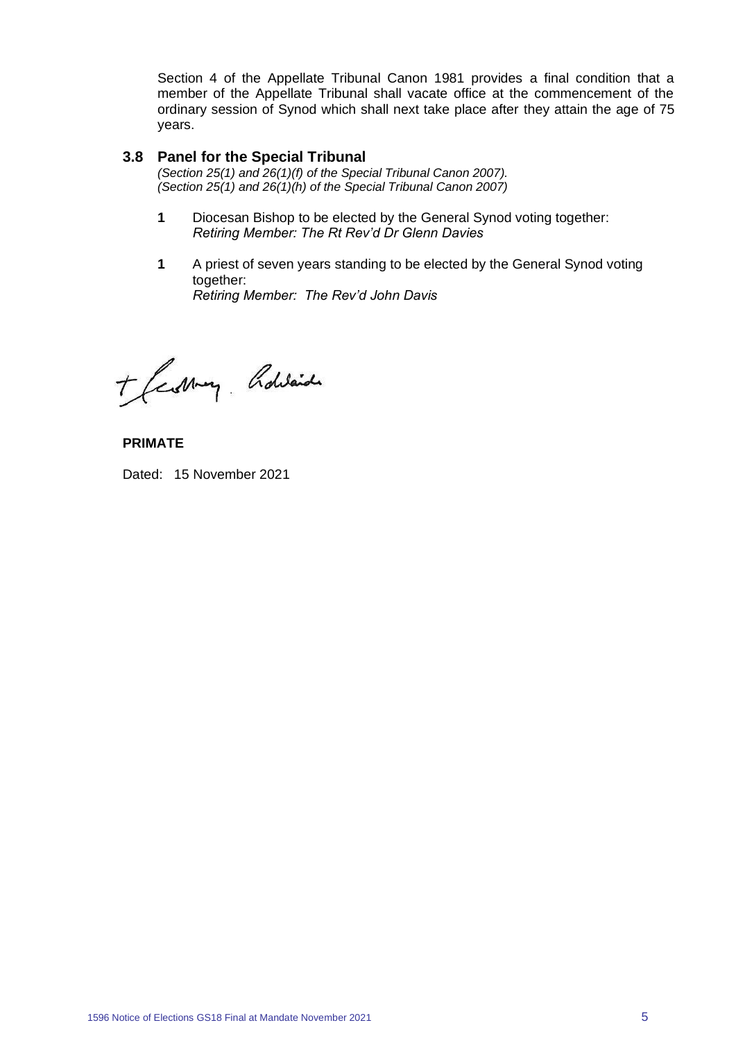Section 4 of the Appellate Tribunal Canon 1981 provides a final condition that a member of the Appellate Tribunal shall vacate office at the commencement of the ordinary session of Synod which shall next take place after they attain the age of 75 years.

### 3.8 Panel for the Special Tribunal

*(Section 25(1) and 26(1)(f) of the Special Tribunal Canon 2007).*
*(Section 25(1) and 26(1)(h) of the Special Tribunal Canon 2007)*

**1** Diocesan Bishop to be elected by the General Synod voting together:
*Retiring Member: The Rt Rev'd Dr Glenn Davies*

**1** A priest of seven years standing to be elected by the General Synod voting together:
*Retiring Member: The Rev'd John Davis*

+ Geoffrey Adelaide

**PRIMATE**

Dated: 15 November 2021